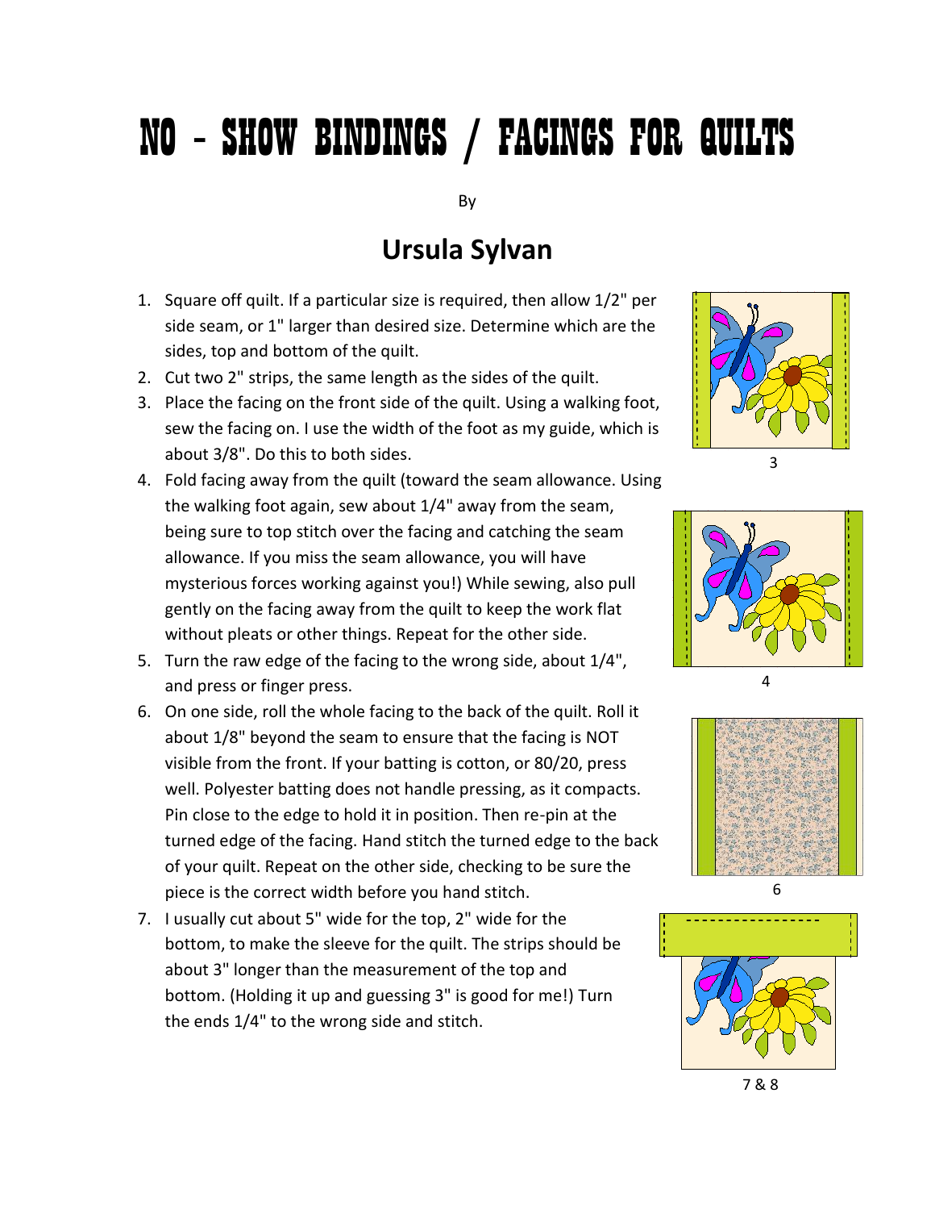# NO – SHOW BINDINGS / FACINGS FOR QUILTS

By

## Ursula Sylvan

1. Square off quilt. If a particular size is required, then allow 1/2" per side seam, or 1" larger than desired size. Determine which are the sides, top and bottom of the quilt.
2. Cut two 2" strips, the same length as the sides of the quilt.
3. Place the facing on the front side of the quilt. Using a walking foot, sew the facing on. I use the width of the foot as my guide, which is about 3/8". Do this to both sides.
4. Fold facing away from the quilt (toward the seam allowance. Using the walking foot again, sew about 1/4" away from the seam, being sure to top stitch over the facing and catching the seam allowance. If you miss the seam allowance, you will have mysterious forces working against you!) While sewing, also pull gently on the facing away from the quilt to keep the work flat without pleats or other things. Repeat for the other side.
5. Turn the raw edge of the facing to the wrong side, about 1/4", and press or finger press.
6. On one side, roll the whole facing to the back of the quilt. Roll it about 1/8" beyond the seam to ensure that the facing is NOT visible from the front. If your batting is cotton, or 80/20, press well. Polyester batting does not handle pressing, as it compacts. Pin close to the edge to hold it in position. Then re-pin at the turned edge of the facing. Hand stitch the turned edge to the back of your quilt. Repeat on the other side, checking to be sure the piece is the correct width before you hand stitch.
7. I usually cut about 5" wide for the top, 2" wide for the bottom, to make the sleeve for the quilt. The strips should be about 3" longer than the measurement of the top and bottom. (Holding it up and guessing 3" is good for me!) Turn the ends 1/4" to the wrong side and stitch.

3

4

6

7 & 8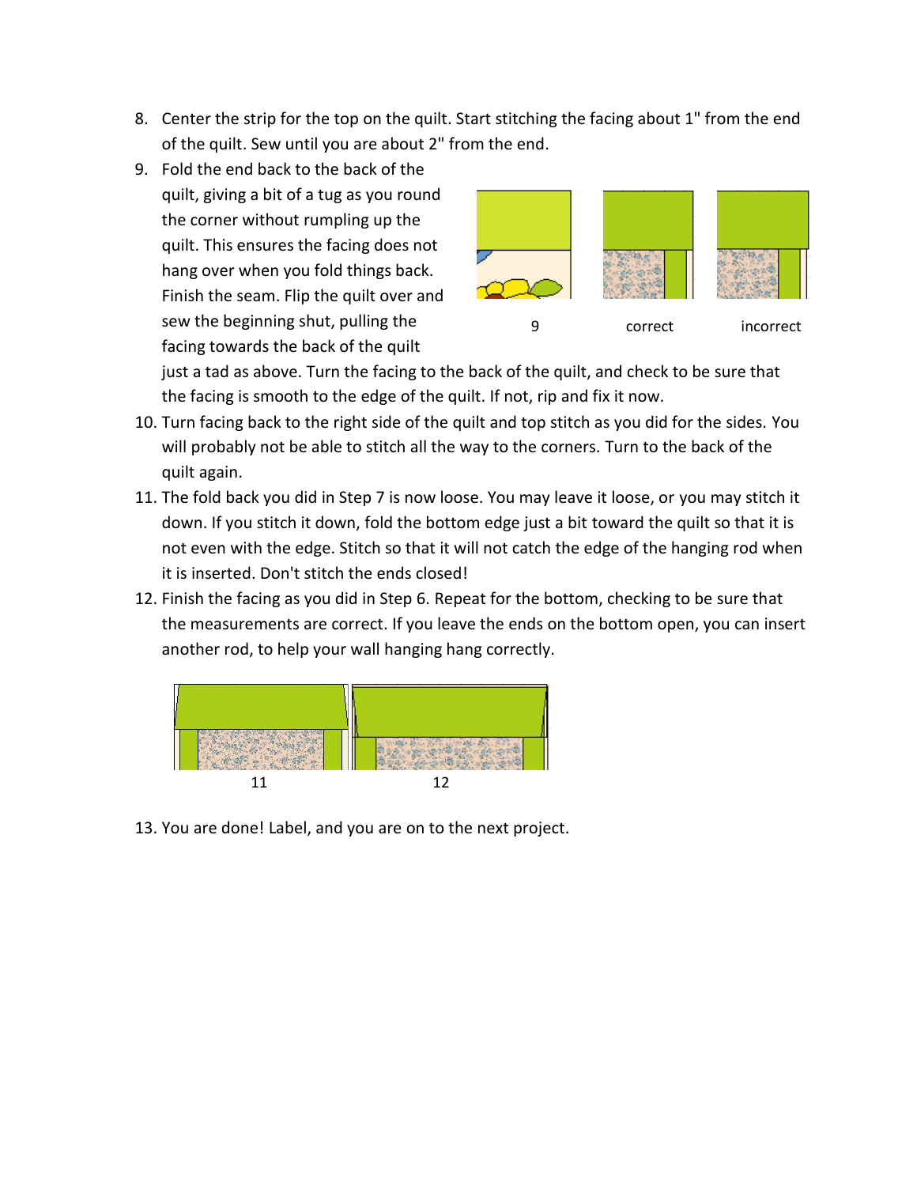8. Center the strip for the top on the quilt. Start stitching the facing about 1" from the end of the quilt. Sew until you are about 2" from the end.
9. Fold the end back to the back of the quilt, giving a bit of a tug as you round the corner without rumpling up the quilt. This ensures the facing does not hang over when you fold things back. Finish the seam. Flip the quilt over and sew the beginning shut, pulling the facing towards the back of the quilt just a tad as above. Turn the facing to the back of the quilt, and check to be sure that the facing is smooth to the edge of the quilt. If not, rip and fix it now.

9

correct

incorrect

10. Turn facing back to the right side of the quilt and top stitch as you did for the sides. You will probably not be able to stitch all the way to the corners. Turn to the back of the quilt again.
11. The fold back you did in Step 7 is now loose. You may leave it loose, or you may stitch it down. If you stitch it down, fold the bottom edge just a bit toward the quilt so that it is not even with the edge. Stitch so that it will not catch the edge of the hanging rod when it is inserted. Don't stitch the ends closed!
12. Finish the facing as you did in Step 6. Repeat for the bottom, checking to be sure that the measurements are correct. If you leave the ends on the bottom open, you can insert another rod, to help your wall hanging hang correctly.

11

12

13. You are done! Label, and you are on to the next project.